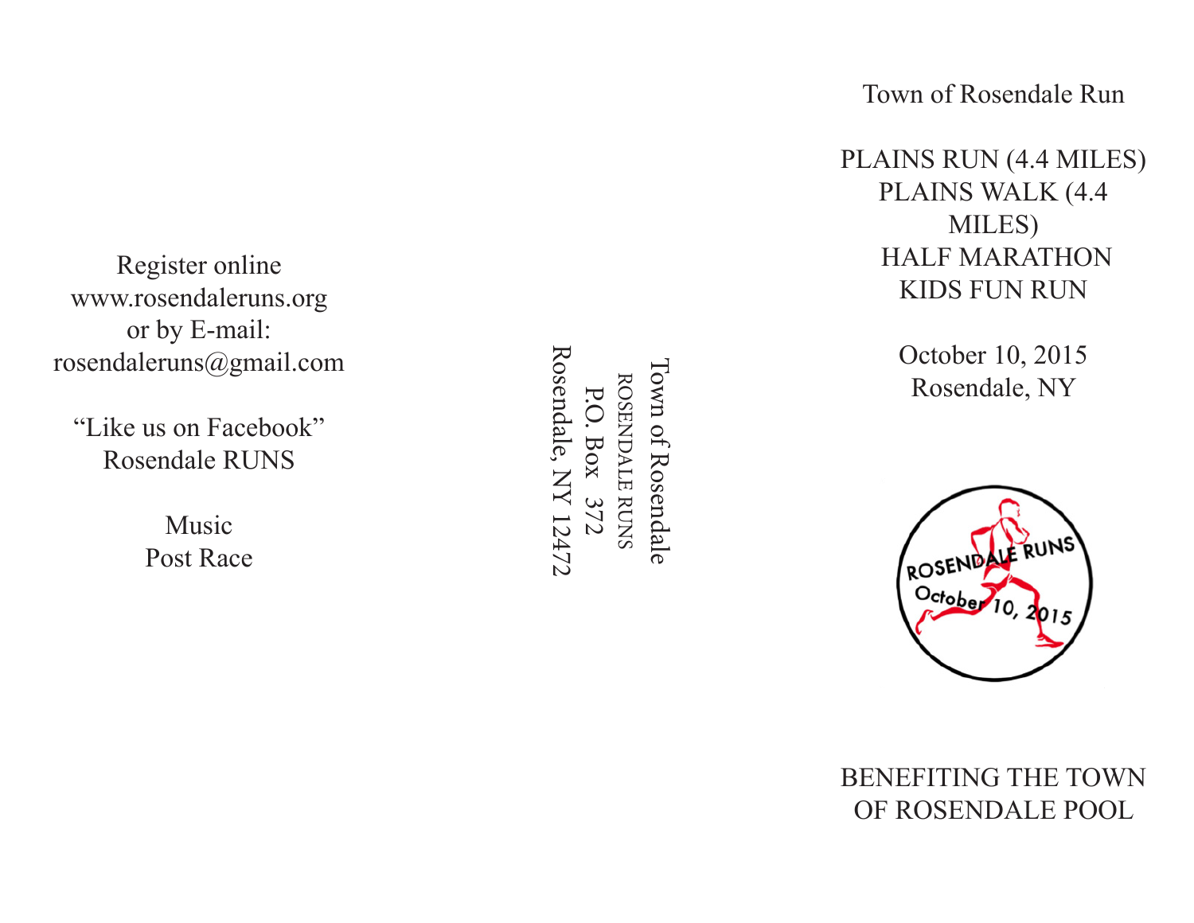Register online
www.rosendaleruns.org
or by E-mail:
rosendaleruns@gmail.com

"Like us on Facebook"
Rosendale RUNS

Music
Post Race

Town of Rosendale
ROSENDALE RUNS
P.O. Box 372
Rosendale, NY 12472

# Town of Rosendale Run

PLAINS RUN (4.4 MILES)
PLAINS WALK (4.4 MILES)
HALF MARATHON
KIDS FUN RUN

October 10, 2015
Rosendale, NY

ROSENDALE RUNS
October 10, 2015

BENEFITING THE TOWN OF ROSENDALE POOL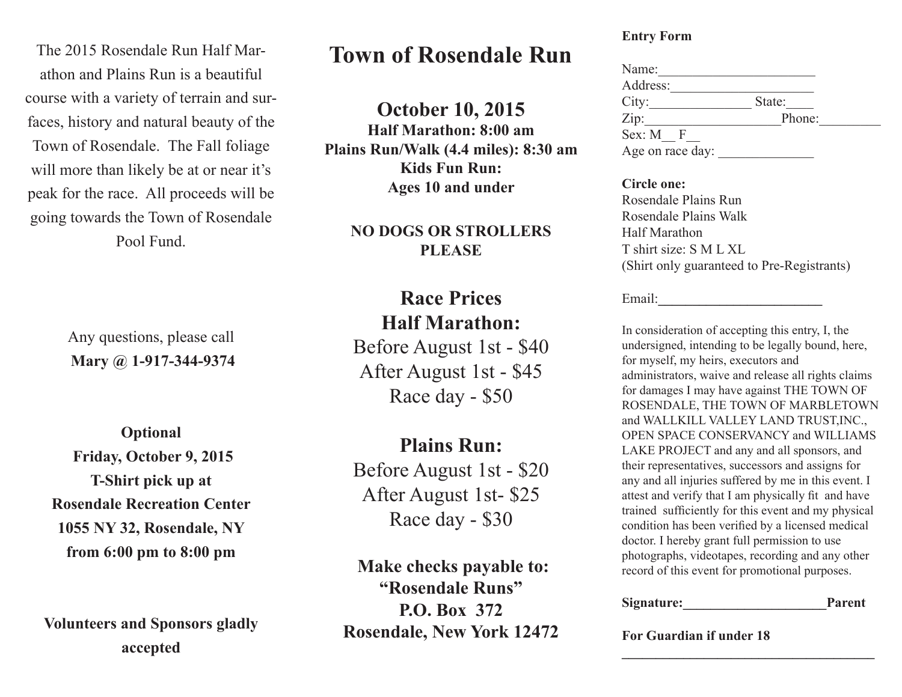The 2015 Rosendale Run Half Marathon and Plains Run is a beautiful course with a variety of terrain and surfaces, history and natural beauty of the Town of Rosendale. The Fall foliage will more than likely be at or near it's peak for the race. All proceeds will be going towards the Town of Rosendale Pool Fund.

Any questions, please call
**Mary @ 1-917-344-9374**

**Optional**
**Friday, October 9, 2015**
**T-Shirt pick up at**
**Rosendale Recreation Center**
**1055 NY 32, Rosendale, NY**
**from 6:00 pm to 8:00 pm**

**Volunteers and Sponsors gladly accepted**

# Town of Rosendale Run

## October 10, 2015

**Half Marathon: 8:00 am**
**Plains Run/Walk (4.4 miles): 8:30 am**
**Kids Fun Run:**
**Ages 10 and under**

**NO DOGS OR STROLLERS PLEASE**

## Race Prices

## Half Marathon:

Before August 1st - $40
After August 1st - $45
Race day - $50

## Plains Run:

Before August 1st - $20
After August 1st- $25
Race day - $30

**Make checks payable to:**
**"Rosendale Runs"**
**P.O. Box 372**
**Rosendale, New York 12472**

**Entry Form**

Name:_______________________
Address:_____________________
City:_______________ State:____
Zip:____________________Phone:_________
Sex: M__ F__
Age on race day: ______________

**Circle one:**
Rosendale Plains Run
Rosendale Plains Walk
Half Marathon
T shirt size: S M L XL
(Shirt only guaranteed to Pre-Registrants)

Email:________________________

In consideration of accepting this entry, I, the undersigned, intending to be legally bound, here, for myself, my heirs, executors and administrators, waive and release all rights claims for damages I may have against THE TOWN OF ROSENDALE, THE TOWN OF MARBLETOWN and WALLKILL VALLEY LAND TRUST,INC., OPEN SPACE CONSERVANCY and WILLIAMS LAKE PROJECT and any and all sponsors, and their representatives, successors and assigns for any and all injuries suffered by me in this event. I attest and verify that I am physically fit and have trained sufficiently for this event and my physical condition has been verified by a licensed medical doctor. I hereby grant full permission to use photographs, videotapes, recording and any other record of this event for promotional purposes.

**Signature:_____________________Parent**

**For Guardian if under 18**
**______________________________________**